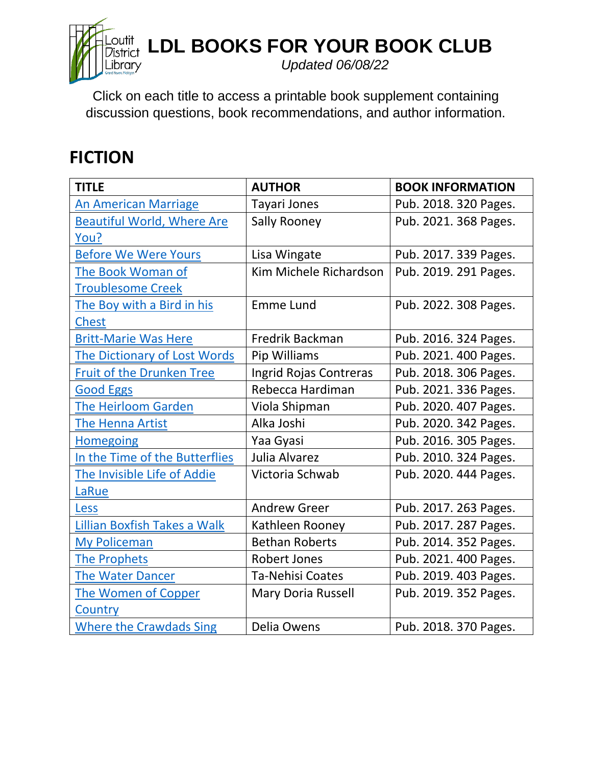# LDL BOOKS FOR YOUR BOOK CLUB

*Updated 06/08/22*

Click on each title to access a printable book supplement containing discussion questions, book recommendations, and author information.

## FICTION

| TITLE | AUTHOR | BOOK INFORMATION |
|---|---|---|
| An American Marriage | Tayari Jones | Pub. 2018. 320 Pages. |
| Beautiful World, Where Are You? | Sally Rooney | Pub. 2021. 368 Pages. |
| Before We Were Yours | Lisa Wingate | Pub. 2017. 339 Pages. |
| The Book Woman of Troublesome Creek | Kim Michele Richardson | Pub. 2019. 291 Pages. |
| The Boy with a Bird in his Chest | Emme Lund | Pub. 2022. 308 Pages. |
| Britt-Marie Was Here | Fredrik Backman | Pub. 2016. 324 Pages. |
| The Dictionary of Lost Words | Pip Williams | Pub. 2021. 400 Pages. |
| Fruit of the Drunken Tree | Ingrid Rojas Contreras | Pub. 2018. 306 Pages. |
| Good Eggs | Rebecca Hardiman | Pub. 2021. 336 Pages. |
| The Heirloom Garden | Viola Shipman | Pub. 2020. 407 Pages. |
| The Henna Artist | Alka Joshi | Pub. 2020. 342 Pages. |
| Homegoing | Yaa Gyasi | Pub. 2016. 305 Pages. |
| In the Time of the Butterflies | Julia Alvarez | Pub. 2010. 324 Pages. |
| The Invisible Life of Addie LaRue | Victoria Schwab | Pub. 2020. 444 Pages. |
| Less | Andrew Greer | Pub. 2017. 263 Pages. |
| Lillian Boxfish Takes a Walk | Kathleen Rooney | Pub. 2017. 287 Pages. |
| My Policeman | Bethan Roberts | Pub. 2014. 352 Pages. |
| The Prophets | Robert Jones | Pub. 2021. 400 Pages. |
| The Water Dancer | Ta-Nehisi Coates | Pub. 2019. 403 Pages. |
| The Women of Copper Country | Mary Doria Russell | Pub. 2019. 352 Pages. |
| Where the Crawdads Sing | Delia Owens | Pub. 2018. 370 Pages. |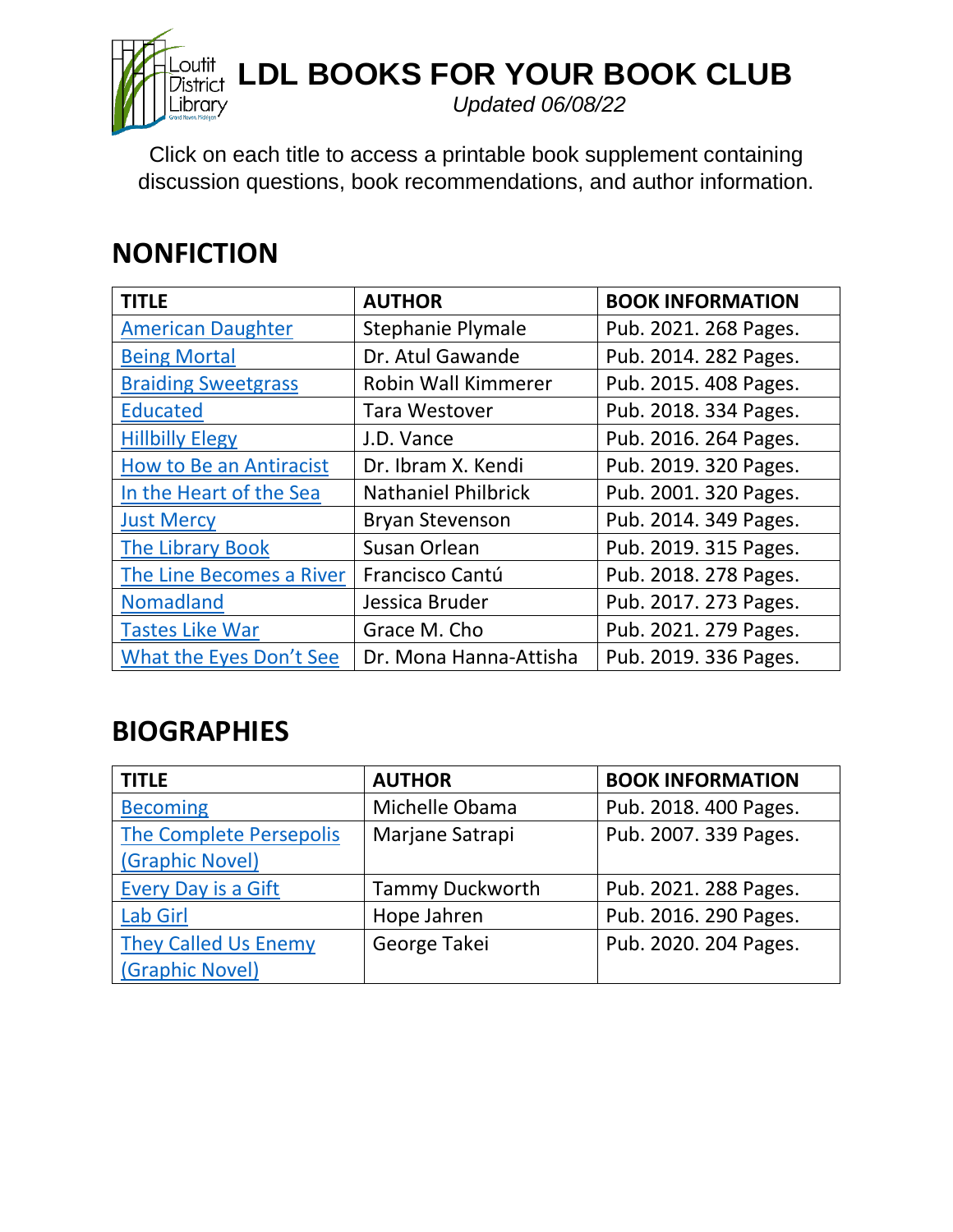# LDL BOOKS FOR YOUR BOOK CLUB

*Updated 06/08/22*

Click on each title to access a printable book supplement containing discussion questions, book recommendations, and author information.

## NONFICTION

| TITLE | AUTHOR | BOOK INFORMATION |
|---|---|---|
| American Daughter | Stephanie Plymale | Pub. 2021. 268 Pages. |
| Being Mortal | Dr. Atul Gawande | Pub. 2014. 282 Pages. |
| Braiding Sweetgrass | Robin Wall Kimmerer | Pub. 2015. 408 Pages. |
| Educated | Tara Westover | Pub. 2018. 334 Pages. |
| Hillbilly Elegy | J.D. Vance | Pub. 2016. 264 Pages. |
| How to Be an Antiracist | Dr. Ibram X. Kendi | Pub. 2019. 320 Pages. |
| In the Heart of the Sea | Nathaniel Philbrick | Pub. 2001. 320 Pages. |
| Just Mercy | Bryan Stevenson | Pub. 2014. 349 Pages. |
| The Library Book | Susan Orlean | Pub. 2019. 315 Pages. |
| The Line Becomes a River | Francisco Cantú | Pub. 2018. 278 Pages. |
| Nomadland | Jessica Bruder | Pub. 2017. 273 Pages. |
| Tastes Like War | Grace M. Cho | Pub. 2021. 279 Pages. |
| What the Eyes Don't See | Dr. Mona Hanna-Attisha | Pub. 2019. 336 Pages. |

## BIOGRAPHIES

| TITLE | AUTHOR | BOOK INFORMATION |
|---|---|---|
| Becoming | Michelle Obama | Pub. 2018. 400 Pages. |
| The Complete Persepolis (Graphic Novel) | Marjane Satrapi | Pub. 2007. 339 Pages. |
| Every Day is a Gift | Tammy Duckworth | Pub. 2021. 288 Pages. |
| Lab Girl | Hope Jahren | Pub. 2016. 290 Pages. |
| They Called Us Enemy (Graphic Novel) | George Takei | Pub. 2020. 204 Pages. |